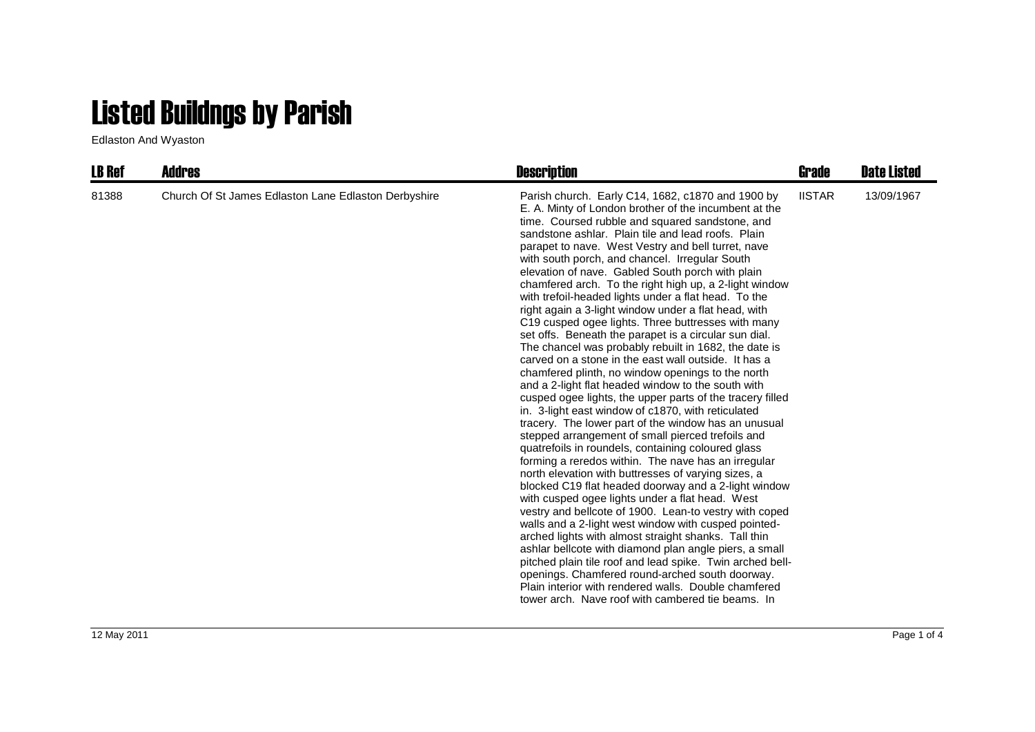# Listed Buildngs by Parish

Edlaston And Wyaston

| LB Ref | Addres | Description | Grade | Date Listed |
|---|---|---|---|---|
| 81388 | Church Of St James Edlaston Lane Edlaston Derbyshire | Parish church. Early C14, 1682, c1870 and 1900 by E. A. Minty of London brother of the incumbent at the time. Coursed rubble and squared sandstone, and sandstone ashlar. Plain tile and lead roofs. Plain parapet to nave. West Vestry and bell turret, nave with south porch, and chancel. Irregular South elevation of nave. Gabled South porch with plain chamfered arch. To the right high up, a 2-light window with trefoil-headed lights under a flat head. To the right again a 3-light window under a flat head, with C19 cusped ogee lights. Three buttresses with many set offs. Beneath the parapet is a circular sun dial. The chancel was probably rebuilt in 1682, the date is carved on a stone in the east wall outside. It has a chamfered plinth, no window openings to the north and a 2-light flat headed window to the south with cusped ogee lights, the upper parts of the tracery filled in. 3-light east window of c1870, with reticulated tracery. The lower part of the window has an unusual stepped arrangement of small pierced trefoils and quatrefoils in roundels, containing coloured glass forming a reredos within. The nave has an irregular north elevation with buttresses of varying sizes, a blocked C19 flat headed doorway and a 2-light window with cusped ogee lights under a flat head. West vestry and bellcote of 1900. Lean-to vestry with coped walls and a 2-light west window with cusped pointed-arched lights with almost straight shanks. Tall thin ashlar bellcote with diamond plan angle piers, a small pitched plain tile roof and lead spike. Twin arched bell-openings. Chamfered round-arched south doorway. Plain interior with rendered walls. Double chamfered tower arch. Nave roof with cambered tie beams. In | IISTAR | 13/09/1967 |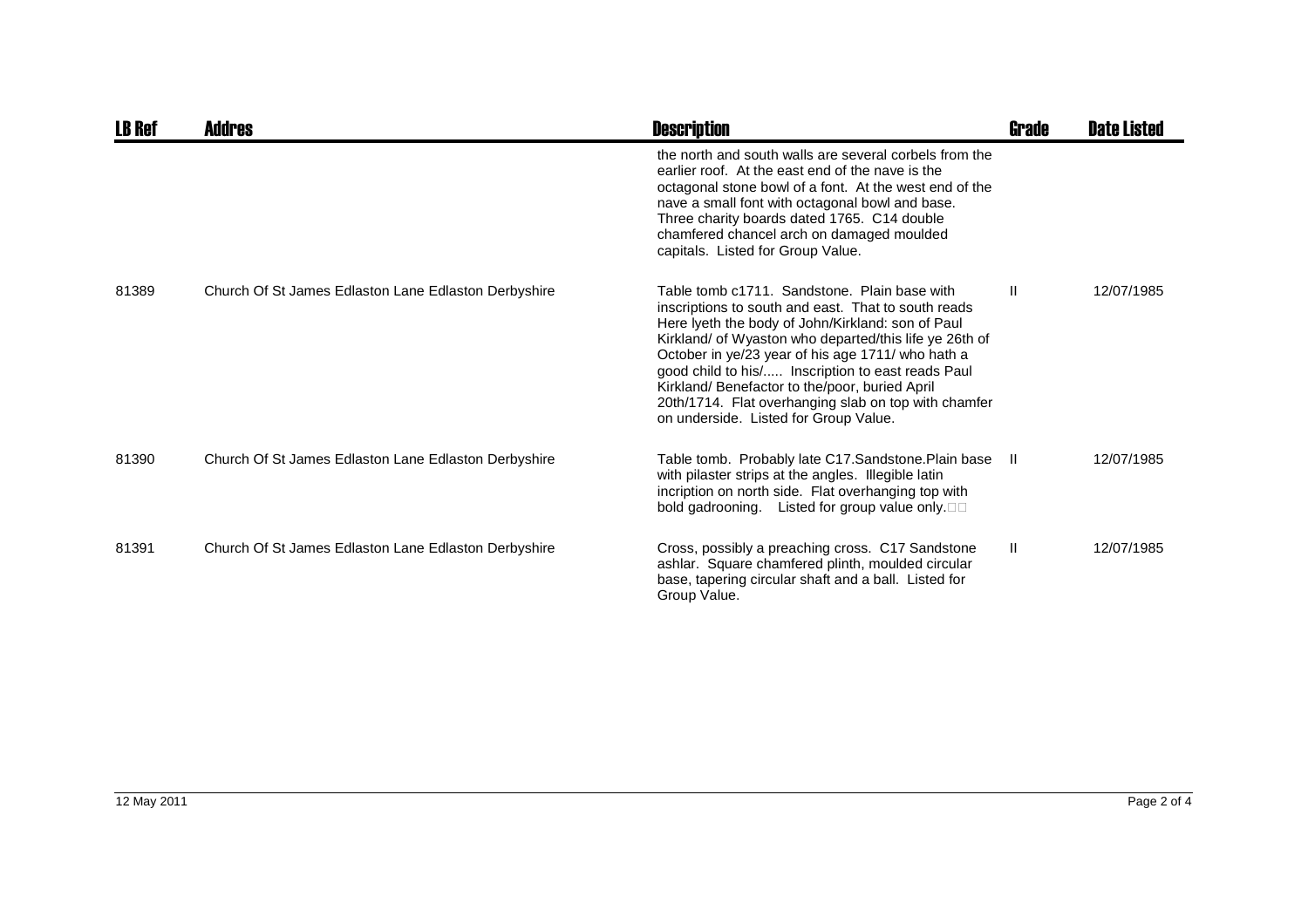| LB Ref | Addres | Description | Grade | Date Listed |
|---|---|---|---|---|
| | | the north and south walls are several corbels from the earlier roof. At the east end of the nave is the octagonal stone bowl of a font. At the west end of the nave a small font with octagonal bowl and base. Three charity boards dated 1765. C14 double chamfered chancel arch on damaged moulded capitals. Listed for Group Value. | | |
| 81389 | Church Of St James Edlaston Lane Edlaston Derbyshire | Table tomb c1711. Sandstone. Plain base with inscriptions to south and east. That to south reads Here lyeth the body of John/Kirkland: son of Paul Kirkland/ of Wyaston who departed/this life ye 26th of October in ye/23 year of his age 1711/ who hath a good child to his/..... Inscription to east reads Paul Kirkland/ Benefactor to the/poor, buried April 20th/1714. Flat overhanging slab on top with chamfer on underside. Listed for Group Value. | II | 12/07/1985 |
| 81390 | Church Of St James Edlaston Lane Edlaston Derbyshire | Table tomb. Probably late C17.Sandstone.Plain base with pilaster strips at the angles. Illegible latin incription on north side. Flat overhanging top with bold gadrooning. Listed for group value only. | II | 12/07/1985 |
| 81391 | Church Of St James Edlaston Lane Edlaston Derbyshire | Cross, possibly a preaching cross. C17 Sandstone ashlar. Square chamfered plinth, moulded circular base, tapering circular shaft and a ball. Listed for Group Value. | II | 12/07/1985 |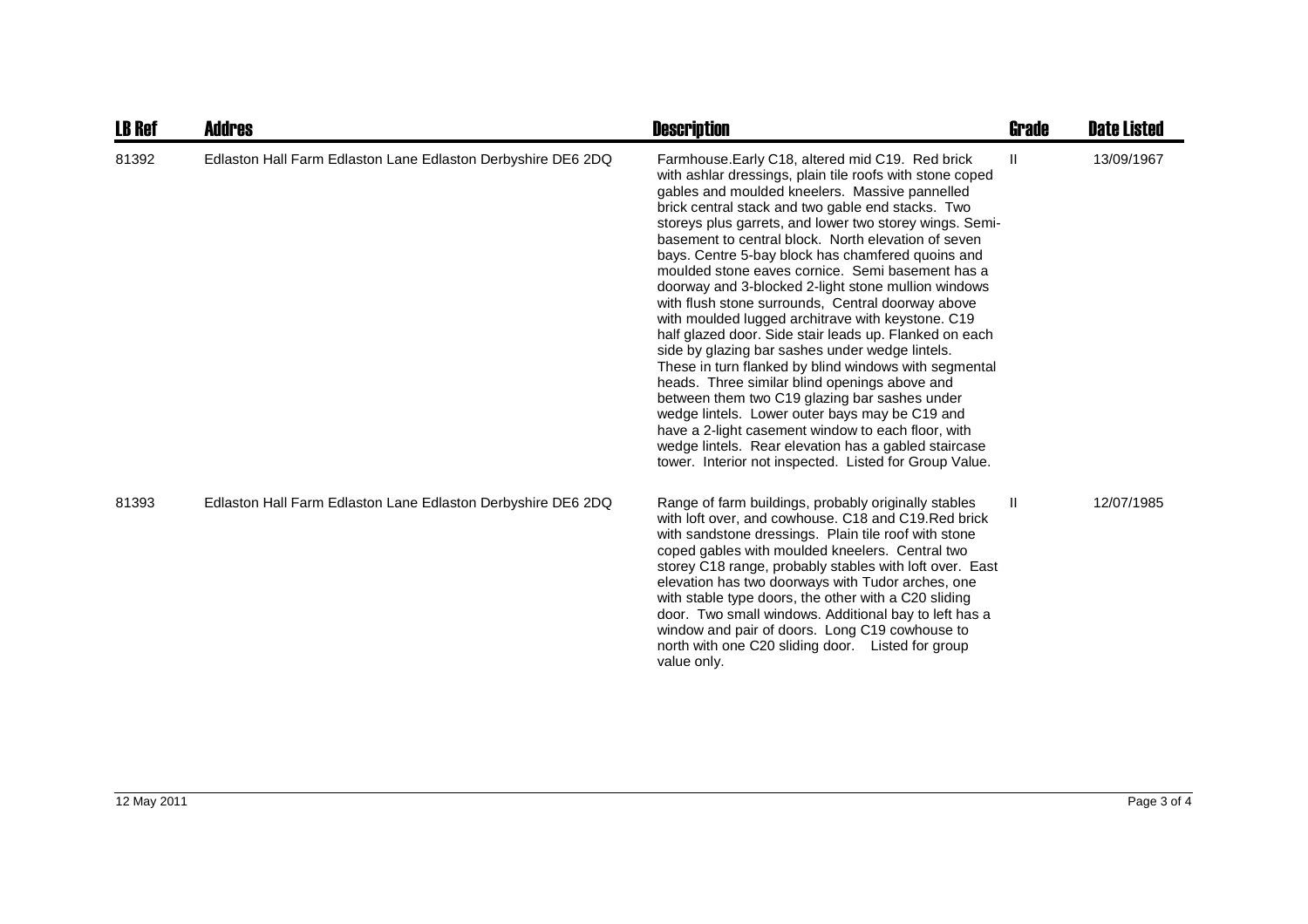| LB Ref | Addres | Description | Grade | Date Listed |
|---|---|---|---|---|
| 81392 | Edlaston Hall Farm Edlaston Lane Edlaston Derbyshire DE6 2DQ | Farmhouse.Early C18, altered mid C19. Red brick with ashlar dressings, plain tile roofs with stone coped gables and moulded kneelers. Massive pannelled brick central stack and two gable end stacks. Two storeys plus garrets, and lower two storey wings. Semi-basement to central block. North elevation of seven bays. Centre 5-bay block has chamfered quoins and moulded stone eaves cornice. Semi basement has a doorway and 3-blocked 2-light stone mullion windows with flush stone surrounds, Central doorway above with moulded lugged architrave with keystone. C19 half glazed door. Side stair leads up. Flanked on each side by glazing bar sashes under wedge lintels. These in turn flanked by blind windows with segmental heads. Three similar blind openings above and between them two C19 glazing bar sashes under wedge lintels. Lower outer bays may be C19 and have a 2-light casement window to each floor, with wedge lintels. Rear elevation has a gabled staircase tower. Interior not inspected. Listed for Group Value. | II | 13/09/1967 |
| 81393 | Edlaston Hall Farm Edlaston Lane Edlaston Derbyshire DE6 2DQ | Range of farm buildings, probably originally stables with loft over, and cowhouse. C18 and C19.Red brick with sandstone dressings. Plain tile roof with stone coped gables with moulded kneelers. Central two storey C18 range, probably stables with loft over. East elevation has two doorways with Tudor arches, one with stable type doors, the other with a C20 sliding door. Two small windows. Additional bay to left has a window and pair of doors. Long C19 cowhouse to north with one C20 sliding door. Listed for group value only. | II | 12/07/1985 |

12 May 2011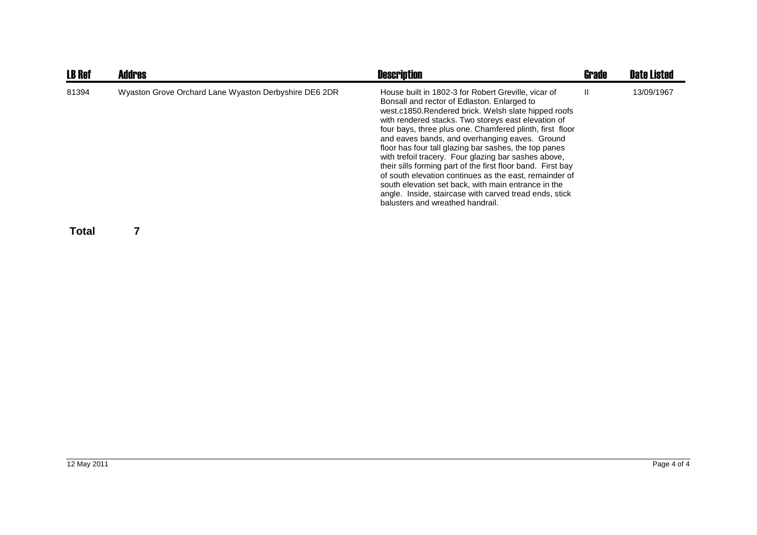| LB Ref | Addres | Description | Grade | Date Listed |
| --- | --- | --- | --- | --- |
| 81394 | Wyaston Grove Orchard Lane Wyaston Derbyshire DE6 2DR | House built in 1802-3 for Robert Greville, vicar of Bonsall and rector of Edlaston. Enlarged to west.c1850.Rendered brick. Welsh slate hipped roofs with rendered stacks. Two storeys east elevation of four bays, three plus one. Chamfered plinth, first floor and eaves bands, and overhanging eaves. Ground floor has four tall glazing bar sashes, the top panes with trefoil tracery. Four glazing bar sashes above, their sills forming part of the first floor band. First bay of south elevation continues as the east, remainder of south elevation set back, with main entrance in the angle. Inside, staircase with carved tread ends, stick balusters and wreathed handrail. | II | 13/09/1967 |

**Total** **7**